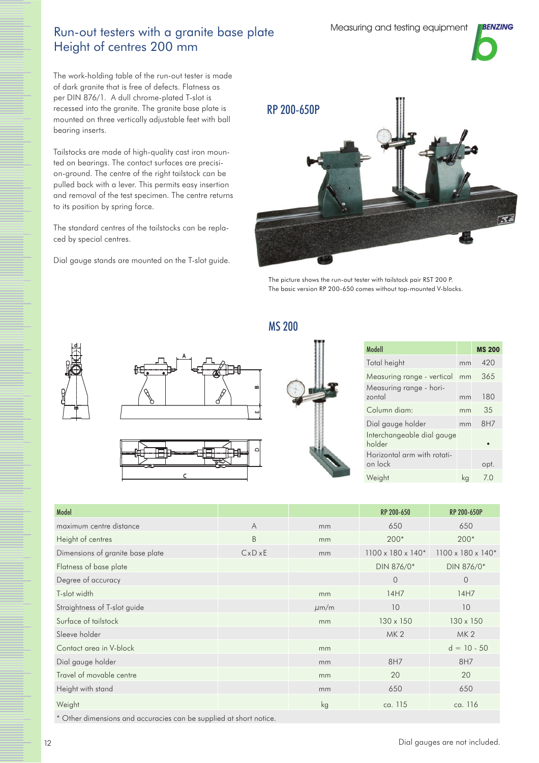# Run-out testers with a granite base plate
## Height of centres 200 mm

The work-holding table of the run-out tester is made of dark granite that is free of defects. Flatness as per DIN 876/1. A dull chrome-plated T-slot is recessed into the granite. The granite base plate is mounted on three vertically adjustable feet with ball bearing inserts.

Tailstocks are made of high-quality cast iron mounted on bearings. The contact surfaces are precision-ground. The centre of the right tailstock can be pulled back with a lever. This permits easy insertion and removal of the test specimen. The centre returns to its position by spring force.

The standard centres of the tailstocks can be replaced by special centres.

Dial gauge stands are mounted on the T-slot guide.

### RP 200-650P

The picture shows the run-out tester with tailstock pair RST 200 P.
The basic version RP 200-650 comes without top-mounted V-blocks.

### MS 200

| Modell | | MS 200 |
|---|---|---|
| Total height | mm | 420 |
| Measuring range - vertical | mm | 365 |
| Measuring range - horizontal | mm | 180 |
| Column diam: | mm | 35 |
| Dial gauge holder | mm | 8H7 |
| Interchangeable dial gauge holder | | • |
| Horizontal arm with rotation lock | | opt. |
| Weight | kg | 7.0 |

| Model | | | RP 200-650 | RP 200-650P |
|---|---|---|---|---|
| maximum centre distance | A | mm | 650 | 650 |
| Height of centres | B | mm | 200* | 200* |
| Dimensions of granite base plate | CxDxE | mm | 1100 x 180 x 140* | 1100 x 180 x 140* |
| Flatness of base plate | | | DIN 876/0* | DIN 876/0* |
| Degree of accuracy | | | 0 | 0 |
| T-slot width | | mm | 14H7 | 14H7 |
| Straightness of T-slot guide | | µm/m | 10 | 10 |
| Surface of tailstock | | mm | 130 x 150 | 130 x 150 |
| Sleeve holder | | | MK 2 | MK 2 |
| Contact area in V-block | | mm | | d = 10 - 50 |
| Dial gauge holder | | mm | 8H7 | 8H7 |
| Travel of movable centre | | mm | 20 | 20 |
| Height with stand | | mm | 650 | 650 |
| Weight | | kg | ca. 115 | ca. 116 |

* Other dimensions and accuracies can be supplied at short notice.

Dial gauges are not included.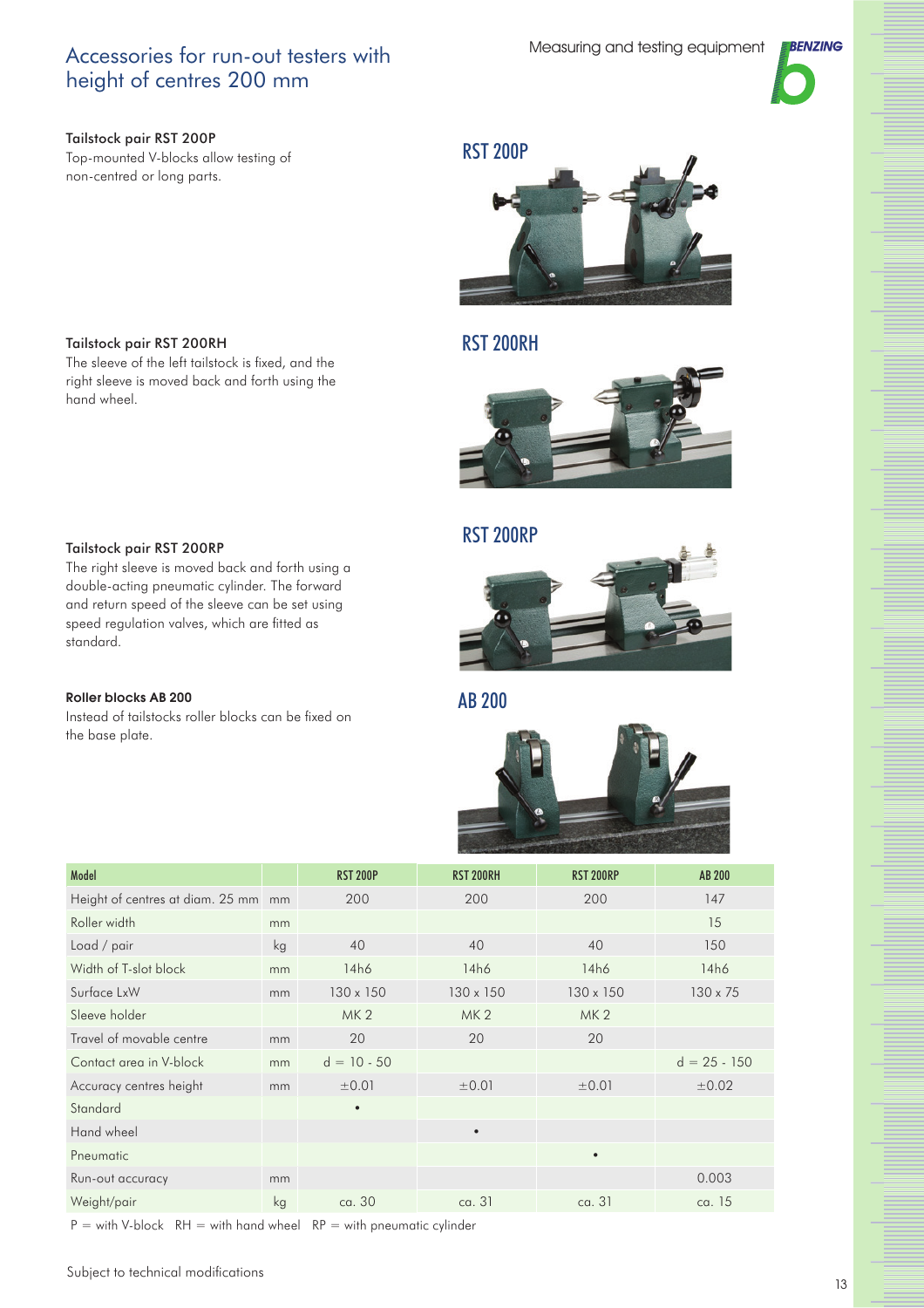# Accessories for run-out testers with height of centres 200 mm

Measuring and testing equipment

### Tailstock pair RST 200P

Top-mounted V-blocks allow testing of non-centred or long parts.

RST 200P

### Tailstock pair RST 200RH

The sleeve of the left tailstock is fixed, and the right sleeve is moved back and forth using the hand wheel.

RST 200RH

### Tailstock pair RST 200RP

The right sleeve is moved back and forth using a double-acting pneumatic cylinder. The forward and return speed of the sleeve can be set using speed regulation valves, which are fitted as standard.

RST 200RP

### Roller blocks AB 200

Instead of tailstocks roller blocks can be fixed on the base plate.

AB 200

| Model | | RST 200P | RST 200RH | RST 200RP | AB 200 |
|---|---|---|---|---|---|
| Height of centres at diam. 25 mm | mm | 200 | 200 | 200 | 147 |
| Roller width | mm | | | | 15 |
| Load / pair | kg | 40 | 40 | 40 | 150 |
| Width of T-slot block | mm | 14h6 | 14h6 | 14h6 | 14h6 |
| Surface LxW | mm | 130 x 150 | 130 x 150 | 130 x 150 | 130 x 75 |
| Sleeve holder | | MK 2 | MK 2 | MK 2 | |
| Travel of movable centre | mm | 20 | 20 | 20 | |
| Contact area in V-block | mm | d = 10 - 50 | | | d = 25 - 150 |
| Accuracy centres height | mm | ±0.01 | ±0.01 | ±0.01 | ±0.02 |
| Standard | | • | | | |
| Hand wheel | | | • | | |
| Pneumatic | | | | • | |
| Run-out accuracy | mm | | | | 0.003 |
| Weight/pair | kg | ca. 30 | ca. 31 | ca. 31 | ca. 15 |

P = with V-block RH = with hand wheel RP = with pneumatic cylinder

Subject to technical modifications